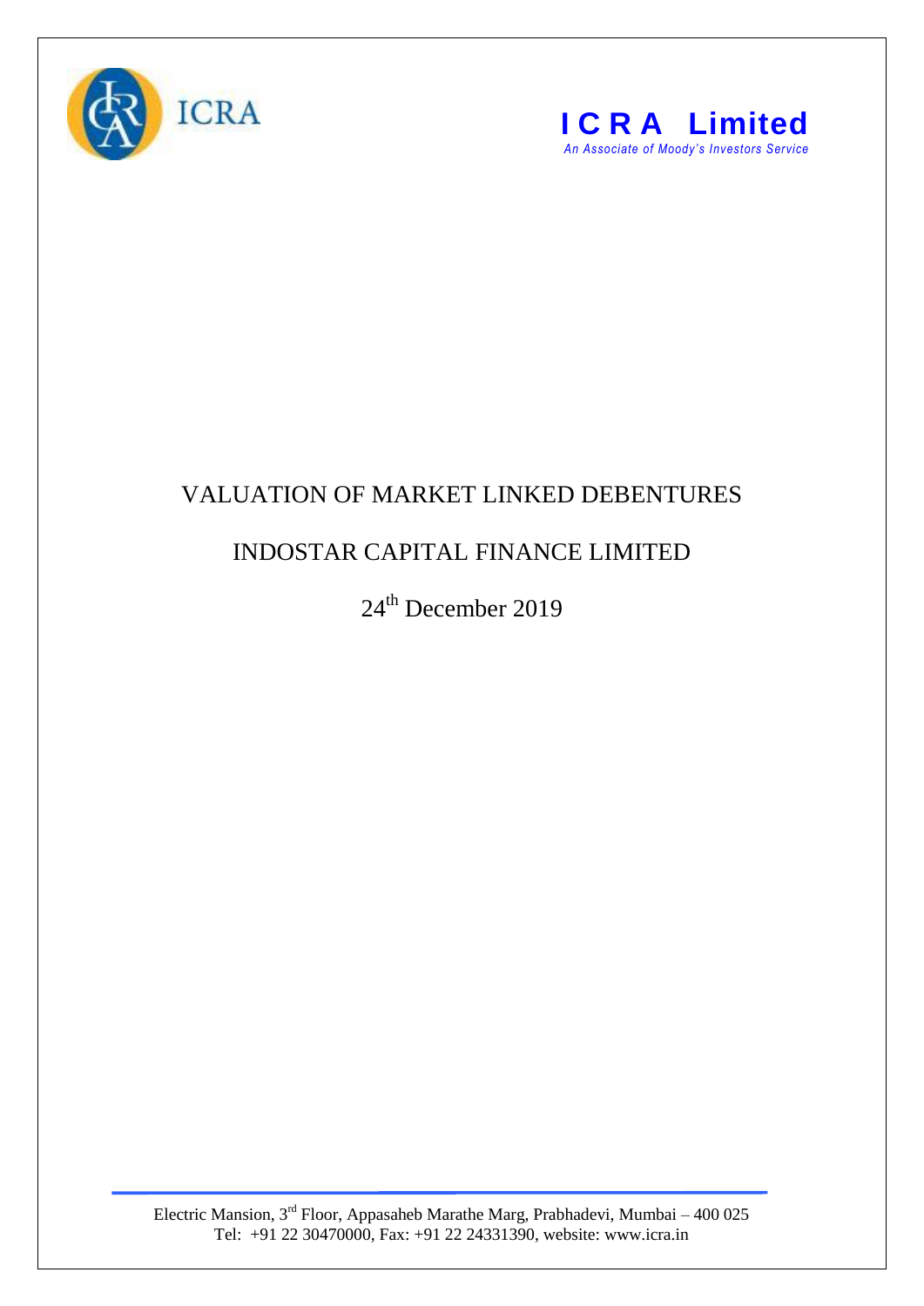ICRA

**I C R A Limited**

*An Associate of Moody's Investors Service*

# VALUATION OF MARKET LINKED DEBENTURES

## INDOSTAR CAPITAL FINANCE LIMITED

24th December 2019

Electric Mansion, 3rd Floor, Appasaheb Marathe Marg, Prabhadevi, Mumbai – 400 025
Tel: +91 22 30470000, Fax: +91 22 24331390, website: www.icra.in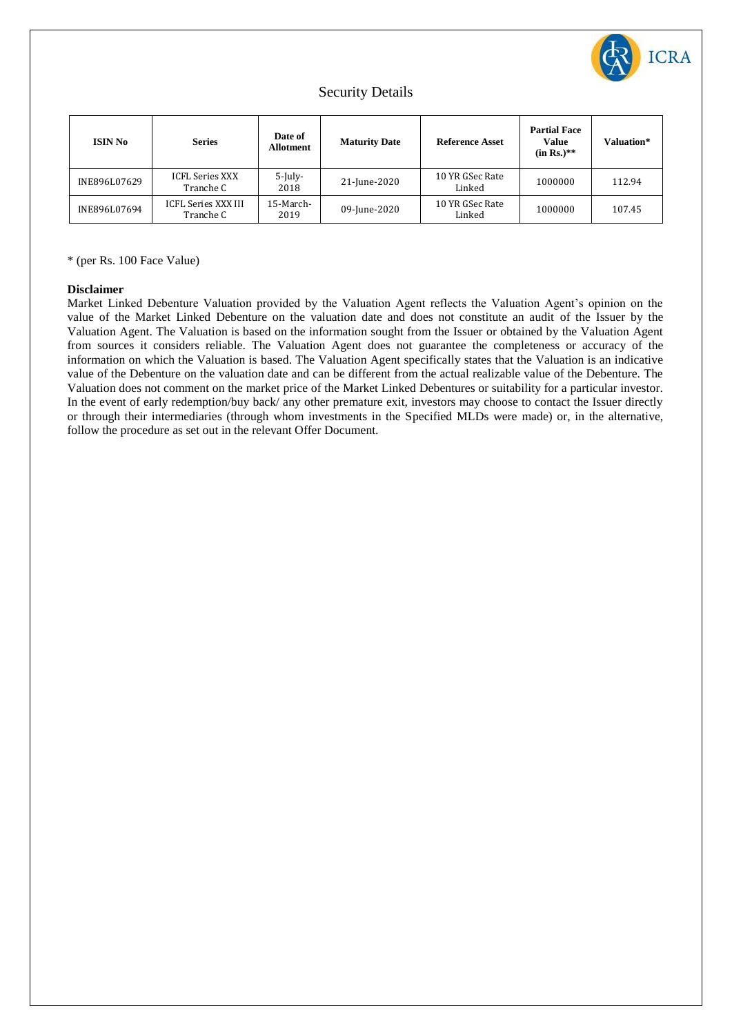## Security Details

| ISIN No | Series | Date of Allotment | Maturity Date | Reference Asset | Partial Face Value (in Rs.)** | Valuation* |
|---|---|---|---|---|---|---|
| INE896L07629 | ICFL Series XXX Tranche C | 5-July-2018 | 21-June-2020 | 10 YR GSec Rate Linked | 1000000 | 112.94 |
| INE896L07694 | ICFL Series XXX III Tranche C | 15-March-2019 | 09-June-2020 | 10 YR GSec Rate Linked | 1000000 | 107.45 |

* (per Rs. 100 Face Value)

**Disclaimer**

Market Linked Debenture Valuation provided by the Valuation Agent reflects the Valuation Agent's opinion on the value of the Market Linked Debenture on the valuation date and does not constitute an audit of the Issuer by the Valuation Agent. The Valuation is based on the information sought from the Issuer or obtained by the Valuation Agent from sources it considers reliable. The Valuation Agent does not guarantee the completeness or accuracy of the information on which the Valuation is based. The Valuation Agent specifically states that the Valuation is an indicative value of the Debenture on the valuation date and can be different from the actual realizable value of the Debenture. The Valuation does not comment on the market price of the Market Linked Debentures or suitability for a particular investor. In the event of early redemption/buy back/ any other premature exit, investors may choose to contact the Issuer directly or through their intermediaries (through whom investments in the Specified MLDs were made) or, in the alternative, follow the procedure as set out in the relevant Offer Document.